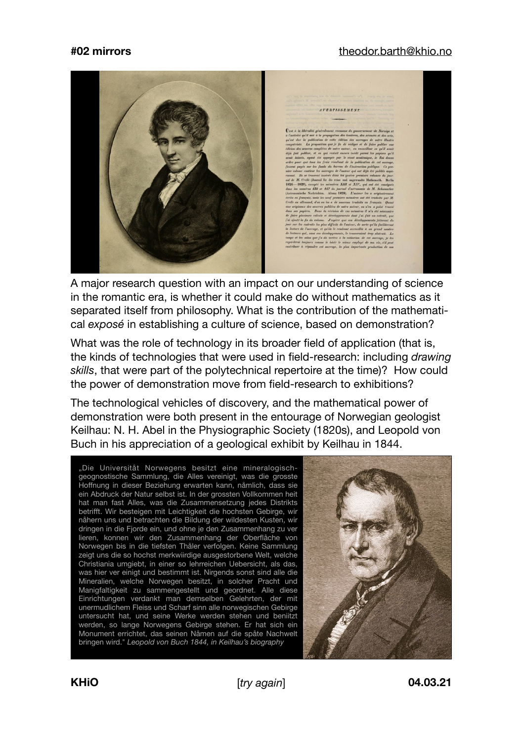# #02 mirrors

A major research question with an impact on our understanding of science in the romantic era, is whether it could make do without mathematics as it separated itself from philosophy. What is the contribution of the mathematical *exposé* in establishing a culture of science, based on demonstration?

What was the role of technology in its broader field of application (that is, the kinds of technologies that were used in field-research: including *drawing skills*, that were part of the polytechnical repertoire at the time)? How could the power of demonstration move from field-research to exhibitions?

The technological vehicles of discovery, and the mathematical power of demonstration were both present in the entourage of Norwegian geologist Keilhau: N. H. Abel in the Physiographic Society (1820s), and Leopold von Buch in his appreciation of a geological exhibit by Keilhau in 1844.

> „Die Universität Norwegens besitzt eine mineralogisch-geognostische Sammlung, die Alles vereinigt, was die grosste Hoffnung in dieser Beziehung erwarten kann, nâmlich, dass sie ein Abdruck der Natur selbst ist. In der grossten Vollkommen heit hat man fast Alles, was die Zusammensetzung jedes Distrikts betrifft. Wir besteigen mit Leichtigkeit die hochsten Gebirge, wir nâhern uns und betrachten die Bildung der wildesten Kusten, wir dringen in die Fjorde ein, und ohne je den Zusammenhang zu ver lieren, konnen wir den Zusammenhang der Oberflâche von Norwegen bis in die tiefsten Thâler verfolgen. Keine Sammlung zeigt uns die so hochst merkwiirdige ausgestorbene Welt, welche Christiania umgiebt, in einer so lehrreichen Uebersicht, als das, was hier ver einigt und bestimmt ist. Nirgends sonst sind alle die Mineralien, welche Norwegen besitzt, in solcher Pracht und Manigfaltigkeit zu sammengestellt und geordnet. Alle diese Einrichtungen verdankt man demselben Gelehrten, der mit unermudlichem Fleiss und Scharf sinn alle norwegischen Gebirge untersucht hat, und seine Werke werden stehen und beniitzt werden, so lange Norwegens Gebirge stehen. Er hat sich ein Monument errichtet, das seinen Nâmen auf die spâte Nachwelt bringen wird." *Leopold von Buch 1844, in Keilhau's biography*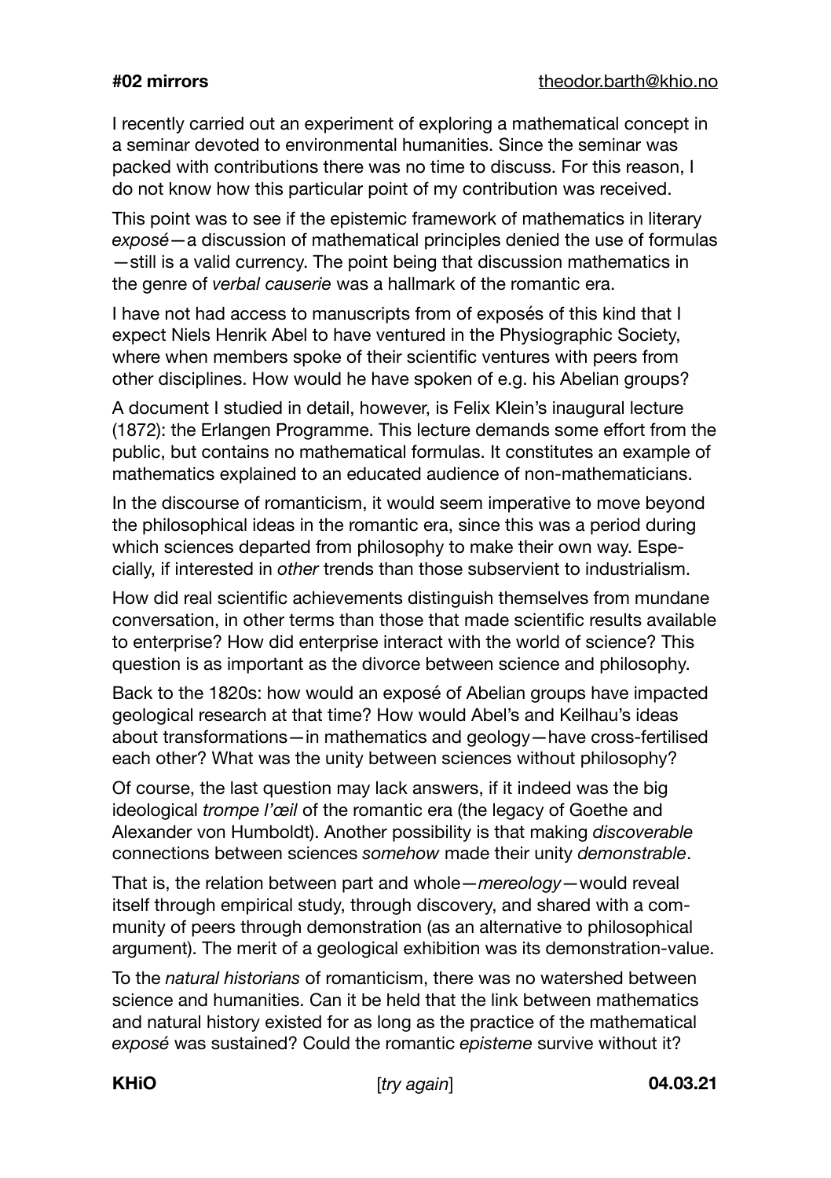I recently carried out an experiment of exploring a mathematical concept in a seminar devoted to environmental humanities. Since the seminar was packed with contributions there was no time to discuss. For this reason, I do not know how this particular point of my contribution was received.

This point was to see if the epistemic framework of mathematics in literary *exposé*—a discussion of mathematical principles denied the use of formulas—still is a valid currency. The point being that discussion mathematics in the genre of *verbal causerie* was a hallmark of the romantic era.

I have not had access to manuscripts from of exposés of this kind that I expect Niels Henrik Abel to have ventured in the Physiographic Society, where when members spoke of their scientific ventures with peers from other disciplines. How would he have spoken of e.g. his Abelian groups?

A document I studied in detail, however, is Felix Klein's inaugural lecture (1872): the Erlangen Programme. This lecture demands some effort from the public, but contains no mathematical formulas. It constitutes an example of mathematics explained to an educated audience of non-mathematicians.

In the discourse of romanticism, it would seem imperative to move beyond the philosophical ideas in the romantic era, since this was a period during which sciences departed from philosophy to make their own way. Especially, if interested in *other* trends than those subservient to industrialism.

How did real scientific achievements distinguish themselves from mundane conversation, in other terms than those that made scientific results available to enterprise? How did enterprise interact with the world of science? This question is as important as the divorce between science and philosophy.

Back to the 1820s: how would an exposé of Abelian groups have impacted geological research at that time? How would Abel's and Keilhau's ideas about transformations—in mathematics and geology—have cross-fertilised each other? What was the unity between sciences without philosophy?

Of course, the last question may lack answers, if it indeed was the big ideological *trompe l'œil* of the romantic era (the legacy of Goethe and Alexander von Humboldt). Another possibility is that making *discoverable* connections between sciences *somehow* made their unity *demonstrable*.

That is, the relation between part and whole—*mereology*—would reveal itself through empirical study, through discovery, and shared with a community of peers through demonstration (as an alternative to philosophical argument). The merit of a geological exhibition was its demonstration-value.

To the *natural historians* of romanticism, there was no watershed between science and humanities. Can it be held that the link between mathematics and natural history existed for as long as the practice of the mathematical *exposé* was sustained? Could the romantic *episteme* survive without it?